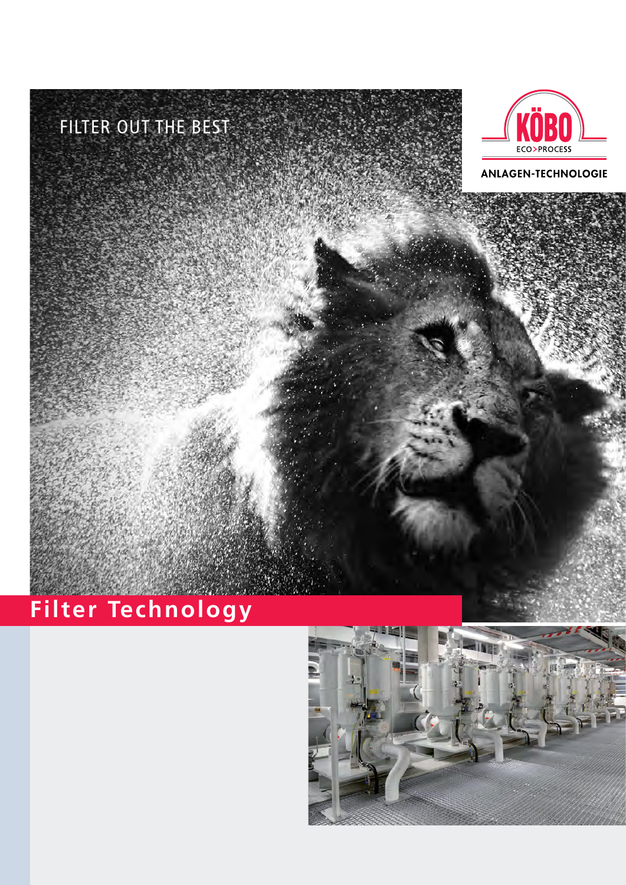FILTER OUT THE BEST

KÖBO

ECO>PROCESS

ANLAGEN-TECHNOLOGIE

# Filter Technology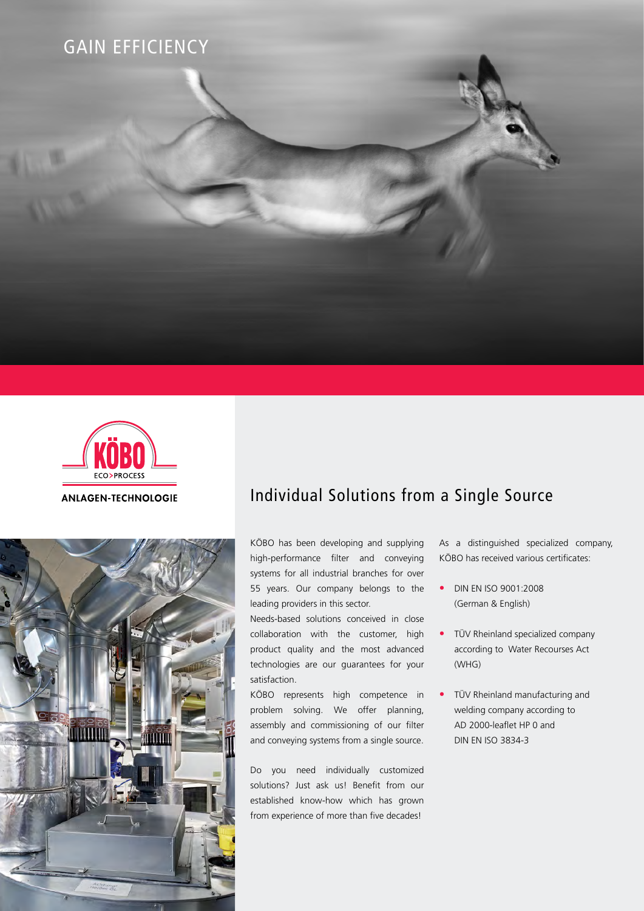GAIN EFFICIENCY

KÖBO

ECO>PROCESS

ANLAGEN-TECHNOLOGIE

## Individual Solutions from a Single Source

KÖBO has been developing and supplying high-performance filter and conveying systems for all industrial branches for over 55 years. Our company belongs to the leading providers in this sector.

Needs-based solutions conceived in close collaboration with the customer, high product quality and the most advanced technologies are our guarantees for your satisfaction.

KÖBO represents high competence in problem solving. We offer planning, assembly and commissioning of our filter and conveying systems from a single source.

Do you need individually customized solutions? Just ask us! Benefit from our established know-how which has grown from experience of more than five decades!

As a distinguished specialized company, KÖBO has received various certificates:

- DIN EN ISO 9001:2008 (German & English)
- TÜV Rheinland specialized company according to Water Recourses Act (WHG)
- TÜV Rheinland manufacturing and welding company according to AD 2000-leaflet HP 0 and DIN EN ISO 3834-3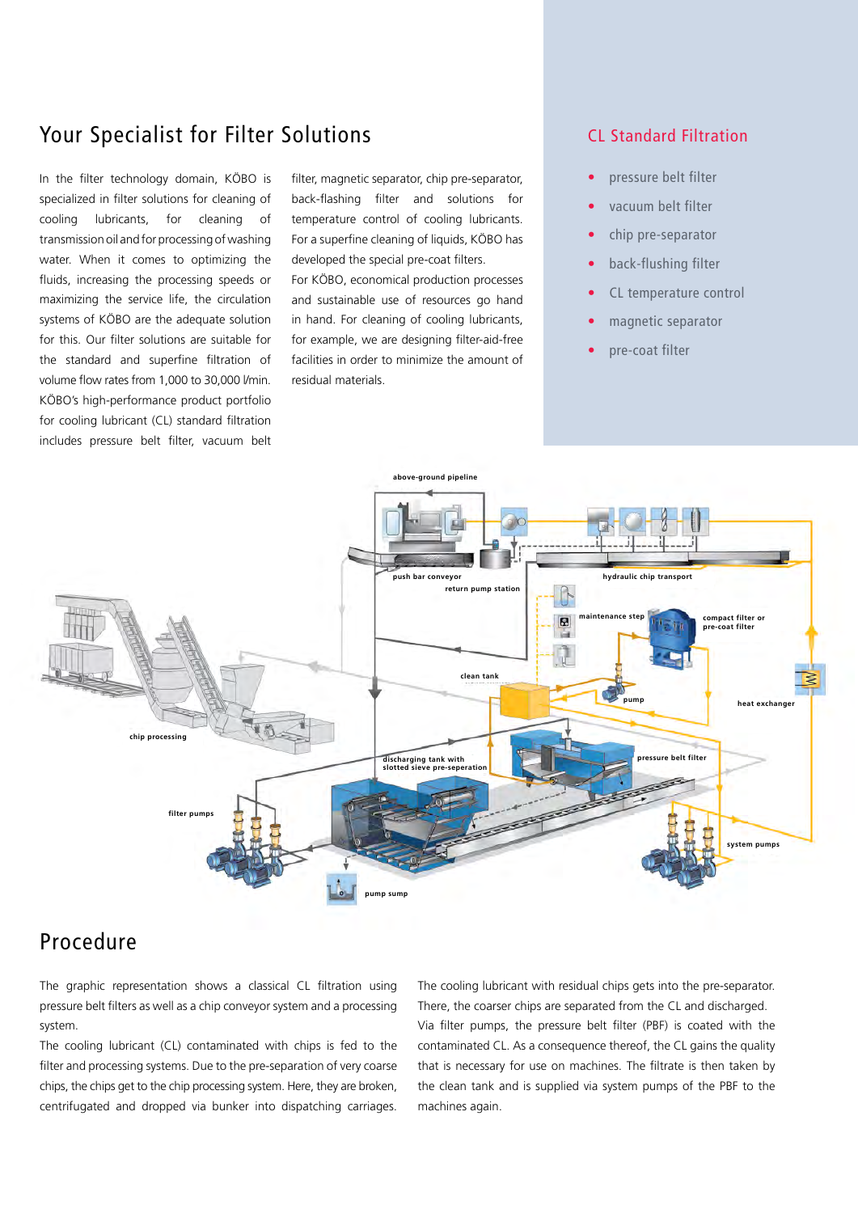## Your Specialist for Filter Solutions

In the filter technology domain, KÖBO is specialized in filter solutions for cleaning of cooling lubricants, for cleaning of transmission oil and for processing of washing water. When it comes to optimizing the fluids, increasing the processing speeds or maximizing the service life, the circulation systems of KÖBO are the adequate solution for this. Our filter solutions are suitable for the standard and superfine filtration of volume flow rates from 1,000 to 30,000 l/min. KÖBO's high-performance product portfolio for cooling lubricant (CL) standard filtration includes pressure belt filter, vacuum belt filter, magnetic separator, chip pre-separator, back-flashing filter and solutions for temperature control of cooling lubricants. For a superfine cleaning of liquids, KÖBO has developed the special pre-coat filters.

For KÖBO, economical production processes and sustainable use of resources go hand in hand. For cleaning of cooling lubricants, for example, we are designing filter-aid-free facilities in order to minimize the amount of residual materials.

### CL Standard Filtration

- pressure belt filter
- vacuum belt filter
- chip pre-separator
- back-flushing filter
- CL temperature control
- magnetic separator
- pre-coat filter

## Procedure

The graphic representation shows a classical CL filtration using pressure belt filters as well as a chip conveyor system and a processing system.

The cooling lubricant (CL) contaminated with chips is fed to the filter and processing systems. Due to the pre-separation of very coarse chips, the chips get to the chip processing system. Here, they are broken, centrifugated and dropped via bunker into dispatching carriages.

The cooling lubricant with residual chips gets into the pre-separator. There, the coarser chips are separated from the CL and discharged. Via filter pumps, the pressure belt filter (PBF) is coated with the contaminated CL. As a consequence thereof, the CL gains the quality that is necessary for use on machines. The filtrate is then taken by the clean tank and is supplied via system pumps of the PBF to the machines again.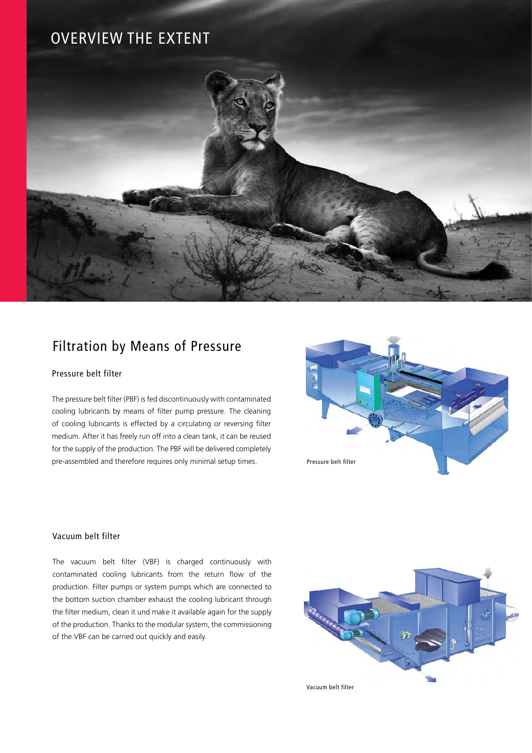# OVERVIEW THE EXTENT

## Filtration by Means of Pressure

### Pressure belt filter

The pressure belt filter (PBF) is fed discontinuously with contaminated cooling lubricants by means of filter pump pressure. The cleaning of cooling lubricants is effected by a circulating or reversing filter medium. After it has freely run off into a clean tank, it can be reused for the supply of the production. The PBF will be delivered completely pre-assembled and therefore requires only minimal setup times.

Pressure belt filter

### Vacuum belt filter

The vacuum belt filter (VBF) is charged continuously with contaminated cooling lubricants from the return flow of the production. Filter pumps or system pumps which are connected to the bottom suction chamber exhaust the cooling lubricant through the filter medium, clean it und make it available again for the supply of the production. Thanks to the modular system, the commissioning of the VBF can be carried out quickly and easily.

Vacuum belt filter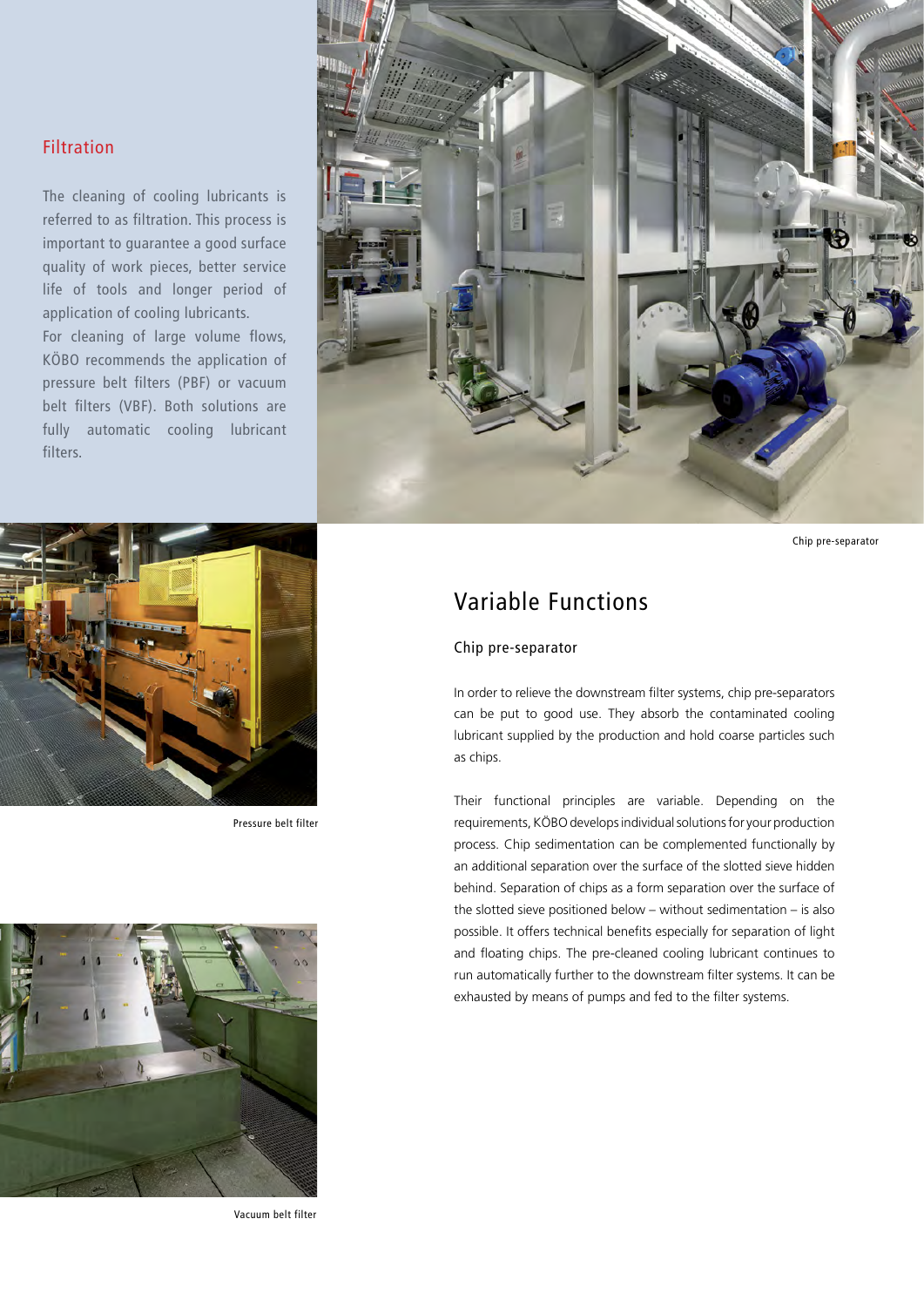## Filtration

The cleaning of cooling lubricants is referred to as filtration. This process is important to guarantee a good surface quality of work pieces, better service life of tools and longer period of application of cooling lubricants.
For cleaning of large volume flows, KÖBO recommends the application of pressure belt filters (PBF) or vacuum belt filters (VBF). Both solutions are fully automatic cooling lubricant filters.

Chip pre-separator

Pressure belt filter

Vacuum belt filter

# Variable Functions

### Chip pre-separator

In order to relieve the downstream filter systems, chip pre-separators can be put to good use. They absorb the contaminated cooling lubricant supplied by the production and hold coarse particles such as chips.

Their functional principles are variable. Depending on the requirements, KÖBO develops individual solutions for your production process. Chip sedimentation can be complemented functionally by an additional separation over the surface of the slotted sieve hidden behind. Separation of chips as a form separation over the surface of the slotted sieve positioned below – without sedimentation – is also possible. It offers technical benefits especially for separation of light and floating chips. The pre-cleaned cooling lubricant continues to run automatically further to the downstream filter systems. It can be exhausted by means of pumps and fed to the filter systems.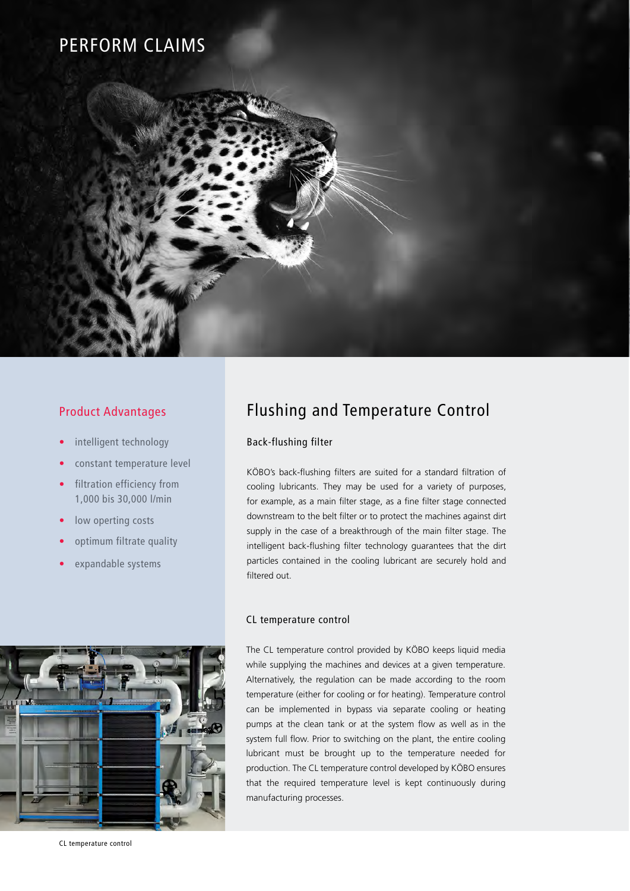# PERFORM CLAIMS

## Product Advantages

- intelligent technology
- constant temperature level
- filtration efficiency from 1,000 bis 30,000 l/min
- low operting costs
- optimum filtrate quality
- expandable systems

CL temperature control

## Flushing and Temperature Control

### Back-flushing filter

KÖBO's back-flushing filters are suited for a standard filtration of cooling lubricants. They may be used for a variety of purposes, for example, as a main filter stage, as a fine filter stage connected downstream to the belt filter or to protect the machines against dirt supply in the case of a breakthrough of the main filter stage. The intelligent back-flushing filter technology guarantees that the dirt particles contained in the cooling lubricant are securely hold and filtered out.

### CL temperature control

The CL temperature control provided by KÖBO keeps liquid media while supplying the machines and devices at a given temperature. Alternatively, the regulation can be made according to the room temperature (either for cooling or for heating). Temperature control can be implemented in bypass via separate cooling or heating pumps at the clean tank or at the system flow as well as in the system full flow. Prior to switching on the plant, the entire cooling lubricant must be brought up to the temperature needed for production. The CL temperature control developed by KÖBO ensures that the required temperature level is kept continuously during manufacturing processes.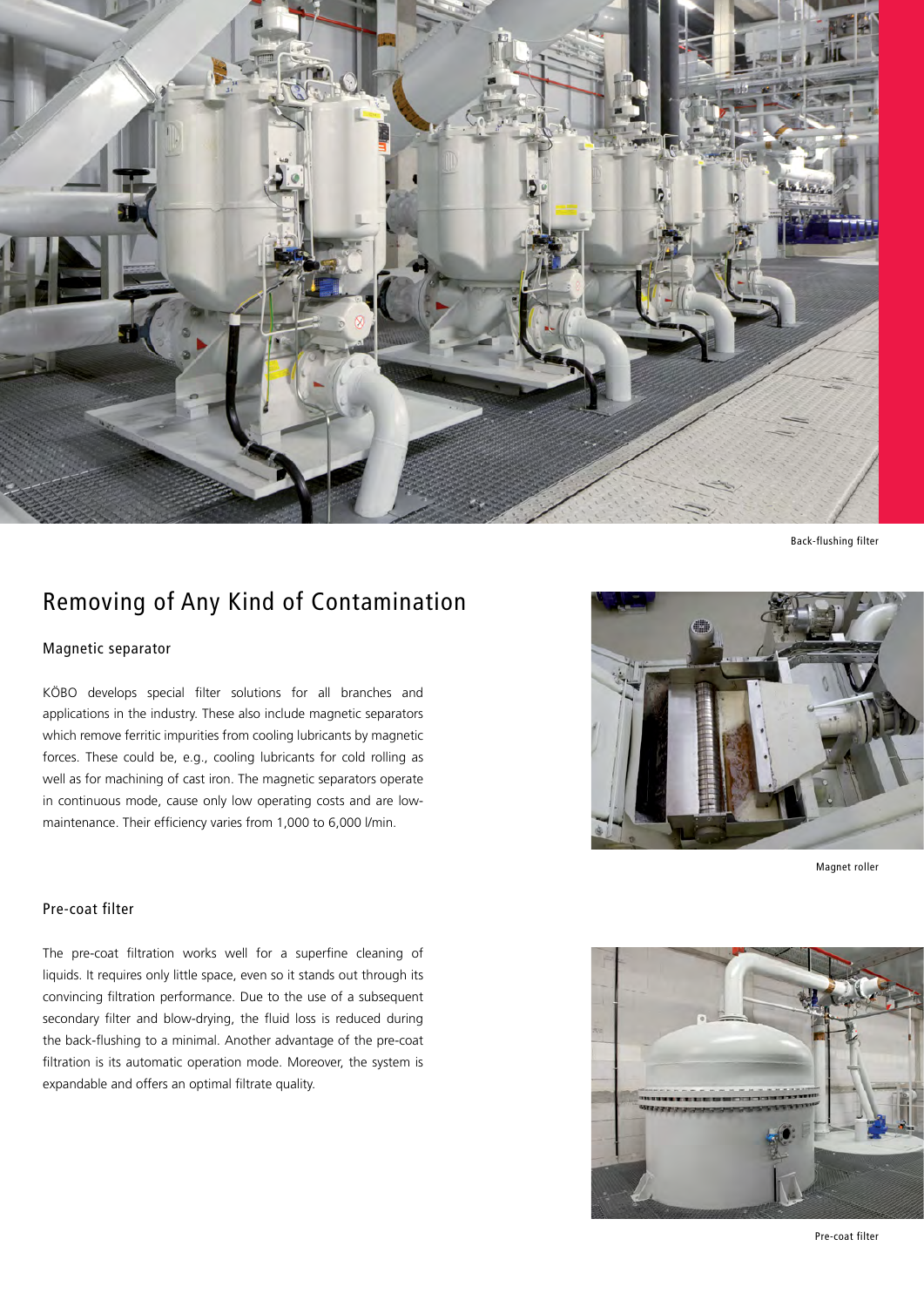Back-flushing filter

# Removing of Any Kind of Contamination

## Magnetic separator

KÖBO develops special filter solutions for all branches and applications in the industry. These also include magnetic separators which remove ferritic impurities from cooling lubricants by magnetic forces. These could be, e.g., cooling lubricants for cold rolling as well as for machining of cast iron. The magnetic separators operate in continuous mode, cause only low operating costs and are low-maintenance. Their efficiency varies from 1,000 to 6,000 l/min.

Magnet roller

## Pre-coat filter

The pre-coat filtration works well for a superfine cleaning of liquids. It requires only little space, even so it stands out through its convincing filtration performance. Due to the use of a subsequent secondary filter and blow-drying, the fluid loss is reduced during the back-flushing to a minimal. Another advantage of the pre-coat filtration is its automatic operation mode. Moreover, the system is expandable and offers an optimal filtrate quality.

Pre-coat filter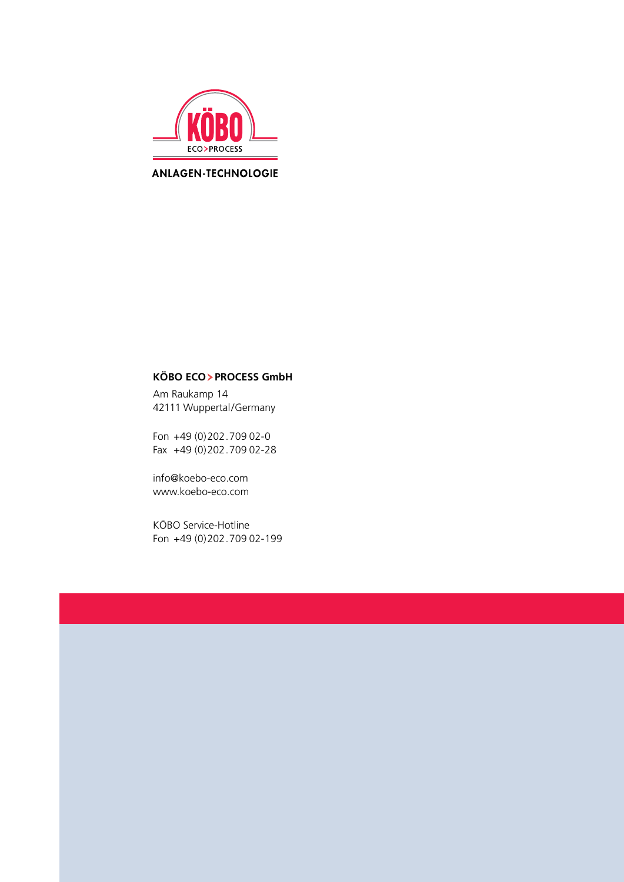KÖBO

ECO>PROCESS

ANLAGEN-TECHNOLOGIE

**KÖBO ECO > PROCESS GmbH**

Am Raukamp 14
42111 Wuppertal/Germany

Fon +49 (0)202.709 02-0
Fax +49 (0)202.709 02-28

info@koebo-eco.com
www.koebo-eco.com

KÖBO Service-Hotline
Fon +49 (0)202.709 02-199